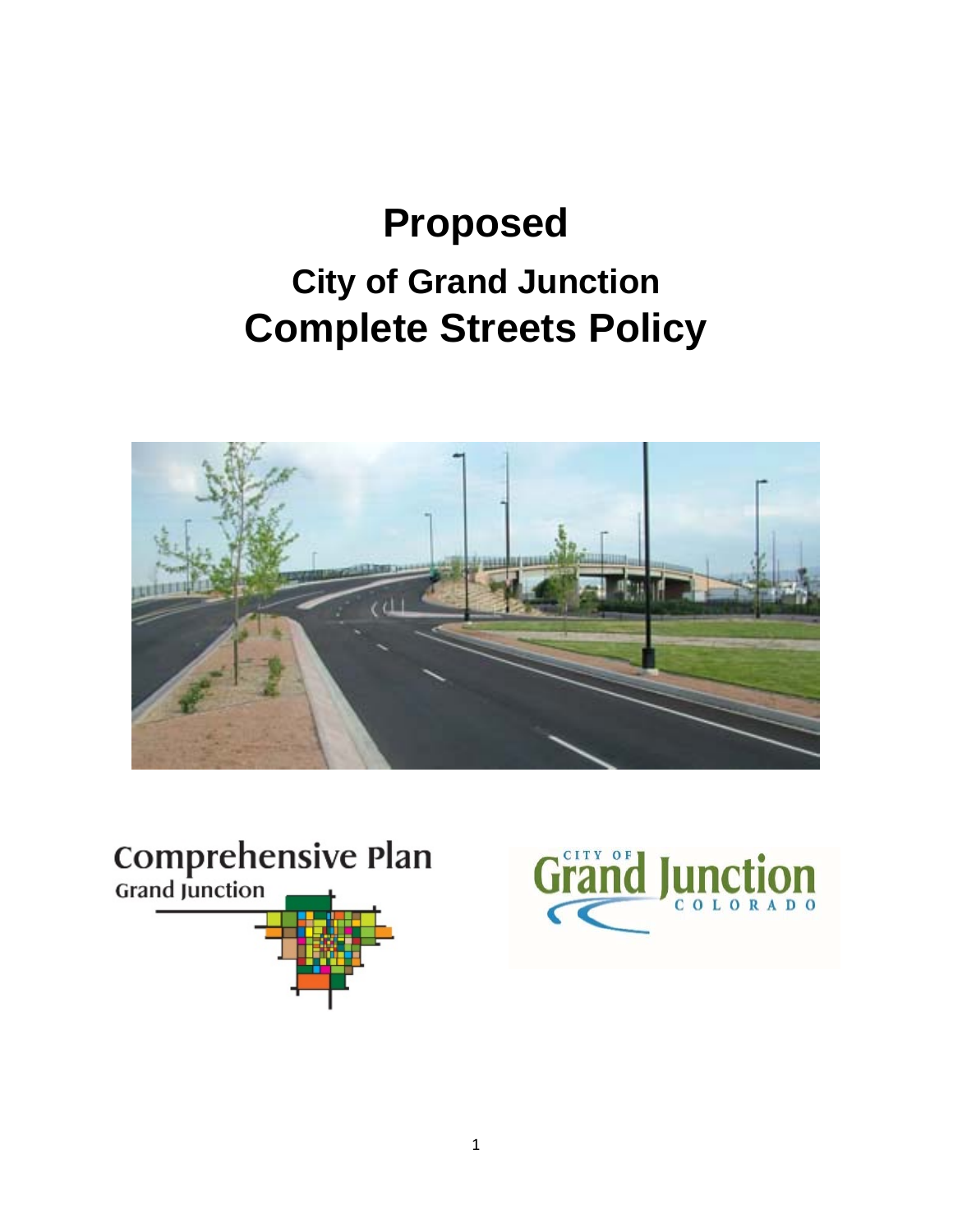# Proposed

## City of Grand Junction
## Complete Streets Policy

Comprehensive Plan
Grand Junction

City of Grand Junction
COLORADO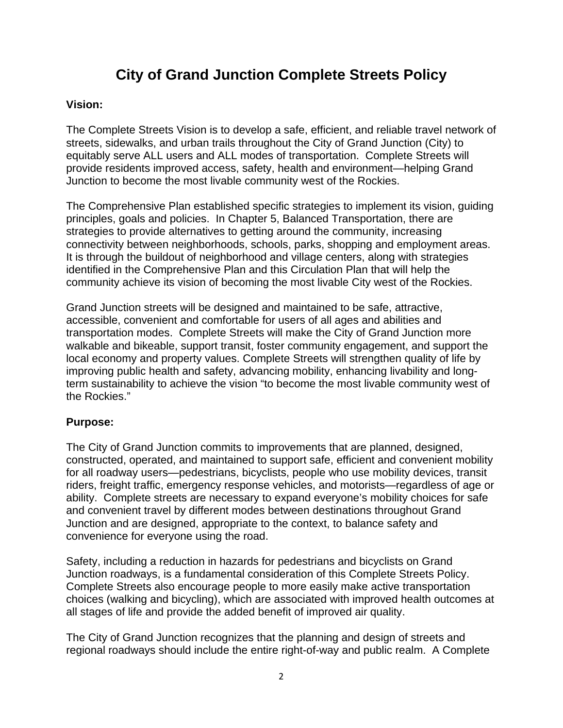# City of Grand Junction Complete Streets Policy

**Vision:**

The Complete Streets Vision is to develop a safe, efficient, and reliable travel network of streets, sidewalks, and urban trails throughout the City of Grand Junction (City) to equitably serve ALL users and ALL modes of transportation. Complete Streets will provide residents improved access, safety, health and environment—helping Grand Junction to become the most livable community west of the Rockies.

The Comprehensive Plan established specific strategies to implement its vision, guiding principles, goals and policies. In Chapter 5, Balanced Transportation, there are strategies to provide alternatives to getting around the community, increasing connectivity between neighborhoods, schools, parks, shopping and employment areas. It is through the buildout of neighborhood and village centers, along with strategies identified in the Comprehensive Plan and this Circulation Plan that will help the community achieve its vision of becoming the most livable City west of the Rockies.

Grand Junction streets will be designed and maintained to be safe, attractive, accessible, convenient and comfortable for users of all ages and abilities and transportation modes. Complete Streets will make the City of Grand Junction more walkable and bikeable, support transit, foster community engagement, and support the local economy and property values. Complete Streets will strengthen quality of life by improving public health and safety, advancing mobility, enhancing livability and long-term sustainability to achieve the vision "to become the most livable community west of the Rockies."

**Purpose:**

The City of Grand Junction commits to improvements that are planned, designed, constructed, operated, and maintained to support safe, efficient and convenient mobility for all roadway users—pedestrians, bicyclists, people who use mobility devices, transit riders, freight traffic, emergency response vehicles, and motorists—regardless of age or ability. Complete streets are necessary to expand everyone's mobility choices for safe and convenient travel by different modes between destinations throughout Grand Junction and are designed, appropriate to the context, to balance safety and convenience for everyone using the road.

Safety, including a reduction in hazards for pedestrians and bicyclists on Grand Junction roadways, is a fundamental consideration of this Complete Streets Policy. Complete Streets also encourage people to more easily make active transportation choices (walking and bicycling), which are associated with improved health outcomes at all stages of life and provide the added benefit of improved air quality.

The City of Grand Junction recognizes that the planning and design of streets and regional roadways should include the entire right-of-way and public realm. A Complete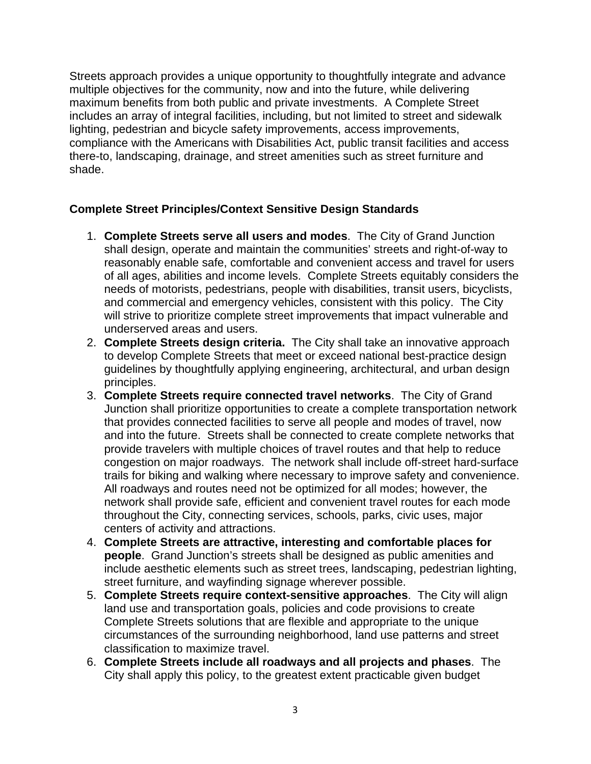Streets approach provides a unique opportunity to thoughtfully integrate and advance multiple objectives for the community, now and into the future, while delivering maximum benefits from both public and private investments. A Complete Street includes an array of integral facilities, including, but not limited to street and sidewalk lighting, pedestrian and bicycle safety improvements, access improvements, compliance with the Americans with Disabilities Act, public transit facilities and access there-to, landscaping, drainage, and street amenities such as street furniture and shade.

**Complete Street Principles/Context Sensitive Design Standards**

1. **Complete Streets serve all users and modes**. The City of Grand Junction shall design, operate and maintain the communities' streets and right-of-way to reasonably enable safe, comfortable and convenient access and travel for users of all ages, abilities and income levels. Complete Streets equitably considers the needs of motorists, pedestrians, people with disabilities, transit users, bicyclists, and commercial and emergency vehicles, consistent with this policy. The City will strive to prioritize complete street improvements that impact vulnerable and underserved areas and users.
2. **Complete Streets design criteria.** The City shall take an innovative approach to develop Complete Streets that meet or exceed national best-practice design guidelines by thoughtfully applying engineering, architectural, and urban design principles.
3. **Complete Streets require connected travel networks**. The City of Grand Junction shall prioritize opportunities to create a complete transportation network that provides connected facilities to serve all people and modes of travel, now and into the future. Streets shall be connected to create complete networks that provide travelers with multiple choices of travel routes and that help to reduce congestion on major roadways. The network shall include off-street hard-surface trails for biking and walking where necessary to improve safety and convenience. All roadways and routes need not be optimized for all modes; however, the network shall provide safe, efficient and convenient travel routes for each mode throughout the City, connecting services, schools, parks, civic uses, major centers of activity and attractions.
4. **Complete Streets are attractive, interesting and comfortable places for people**. Grand Junction's streets shall be designed as public amenities and include aesthetic elements such as street trees, landscaping, pedestrian lighting, street furniture, and wayfinding signage wherever possible.
5. **Complete Streets require context-sensitive approaches**. The City will align land use and transportation goals, policies and code provisions to create Complete Streets solutions that are flexible and appropriate to the unique circumstances of the surrounding neighborhood, land use patterns and street classification to maximize travel.
6. **Complete Streets include all roadways and all projects and phases**. The City shall apply this policy, to the greatest extent practicable given budget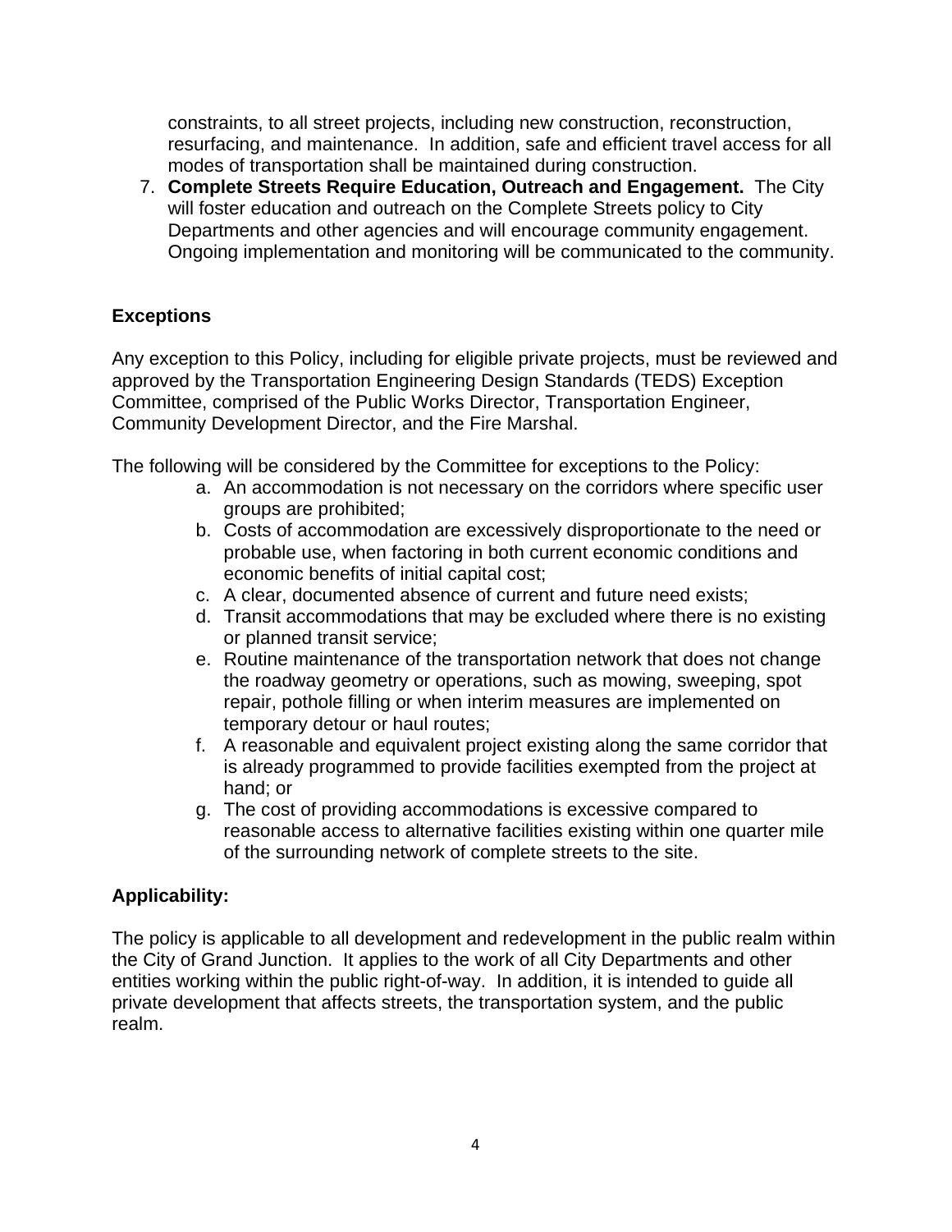constraints, to all street projects, including new construction, reconstruction, resurfacing, and maintenance. In addition, safe and efficient travel access for all modes of transportation shall be maintained during construction.

7. **Complete Streets Require Education, Outreach and Engagement.** The City will foster education and outreach on the Complete Streets policy to City Departments and other agencies and will encourage community engagement. Ongoing implementation and monitoring will be communicated to the community.

## Exceptions

Any exception to this Policy, including for eligible private projects, must be reviewed and approved by the Transportation Engineering Design Standards (TEDS) Exception Committee, comprised of the Public Works Director, Transportation Engineer, Community Development Director, and the Fire Marshal.

The following will be considered by the Committee for exceptions to the Policy:

a. An accommodation is not necessary on the corridors where specific user groups are prohibited;
b. Costs of accommodation are excessively disproportionate to the need or probable use, when factoring in both current economic conditions and economic benefits of initial capital cost;
c. A clear, documented absence of current and future need exists;
d. Transit accommodations that may be excluded where there is no existing or planned transit service;
e. Routine maintenance of the transportation network that does not change the roadway geometry or operations, such as mowing, sweeping, spot repair, pothole filling or when interim measures are implemented on temporary detour or haul routes;
f. A reasonable and equivalent project existing along the same corridor that is already programmed to provide facilities exempted from the project at hand; or
g. The cost of providing accommodations is excessive compared to reasonable access to alternative facilities existing within one quarter mile of the surrounding network of complete streets to the site.

## Applicability:

The policy is applicable to all development and redevelopment in the public realm within the City of Grand Junction. It applies to the work of all City Departments and other entities working within the public right-of-way. In addition, it is intended to guide all private development that affects streets, the transportation system, and the public realm.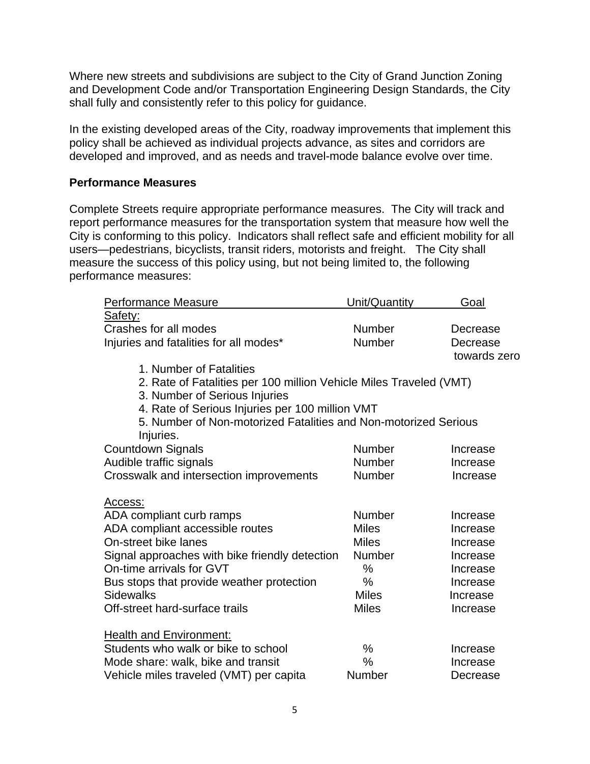Where new streets and subdivisions are subject to the City of Grand Junction Zoning and Development Code and/or Transportation Engineering Design Standards, the City shall fully and consistently refer to this policy for guidance.

In the existing developed areas of the City, roadway improvements that implement this policy shall be achieved as individual projects advance, as sites and corridors are developed and improved, and as needs and travel-mode balance evolve over time.

**Performance Measures**

Complete Streets require appropriate performance measures. The City will track and report performance measures for the transportation system that measure how well the City is conforming to this policy. Indicators shall reflect safe and efficient mobility for all users—pedestrians, bicyclists, transit riders, motorists and freight. The City shall measure the success of this policy using, but not being limited to, the following performance measures:

| Performance Measure | Unit/Quantity | Goal |
|---|---|---|
| Safety: | | |
| Crashes for all modes | Number | Decrease |
| Injuries and fatalities for all modes* | Number | Decrease towards zero |
| 1. Number of Fatalities<br>2. Rate of Fatalities per 100 million Vehicle Miles Traveled (VMT)<br>3. Number of Serious Injuries<br>4. Rate of Serious Injuries per 100 million VMT<br>5. Number of Non-motorized Fatalities and Non-motorized Serious Injuries. | | |
| Countdown Signals | Number | Increase |
| Audible traffic signals | Number | Increase |
| Crosswalk and intersection improvements | Number | Increase |
| Access: | | |
| ADA compliant curb ramps | Number | Increase |
| ADA compliant accessible routes | Miles | Increase |
| On-street bike lanes | Miles | Increase |
| Signal approaches with bike friendly detection | Number | Increase |
| On-time arrivals for GVT | % | Increase |
| Bus stops that provide weather protection | % | Increase |
| Sidewalks | Miles | Increase |
| Off-street hard-surface trails | Miles | Increase |
| Health and Environment: | | |
| Students who walk or bike to school | % | Increase |
| Mode share: walk, bike and transit | % | Increase |
| Vehicle miles traveled (VMT) per capita | Number | Decrease |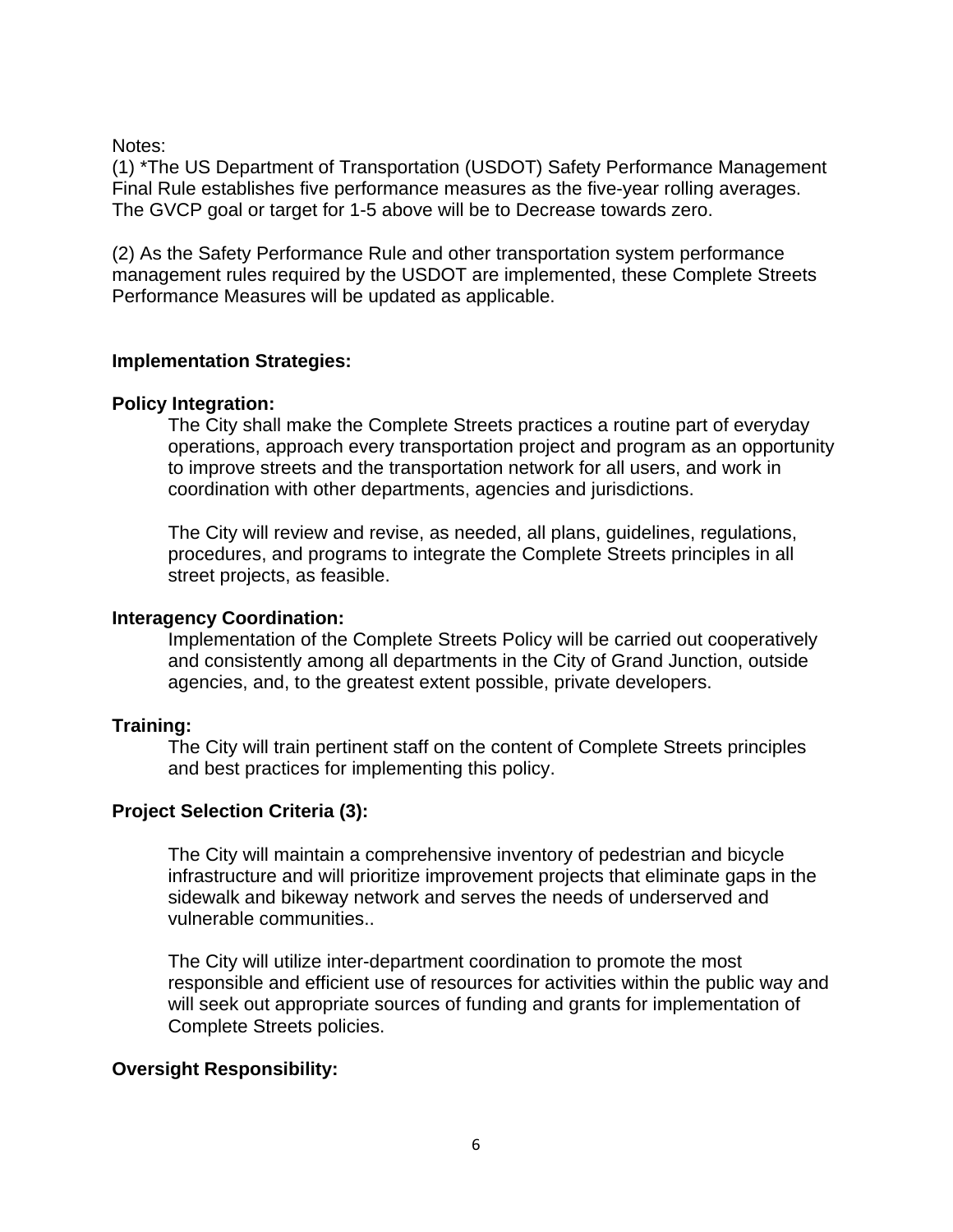Notes:
(1) *The US Department of Transportation (USDOT) Safety Performance Management Final Rule establishes five performance measures as the five-year rolling averages. The GVCP goal or target for 1-5 above will be to Decrease towards zero.

(2) As the Safety Performance Rule and other transportation system performance management rules required by the USDOT are implemented, these Complete Streets Performance Measures will be updated as applicable.

**Implementation Strategies:**

**Policy Integration:**

The City shall make the Complete Streets practices a routine part of everyday operations, approach every transportation project and program as an opportunity to improve streets and the transportation network for all users, and work in coordination with other departments, agencies and jurisdictions.

The City will review and revise, as needed, all plans, guidelines, regulations, procedures, and programs to integrate the Complete Streets principles in all street projects, as feasible.

**Interagency Coordination:**

Implementation of the Complete Streets Policy will be carried out cooperatively and consistently among all departments in the City of Grand Junction, outside agencies, and, to the greatest extent possible, private developers.

**Training:**

The City will train pertinent staff on the content of Complete Streets principles and best practices for implementing this policy.

**Project Selection Criteria (3):**

The City will maintain a comprehensive inventory of pedestrian and bicycle infrastructure and will prioritize improvement projects that eliminate gaps in the sidewalk and bikeway network and serves the needs of underserved and vulnerable communities..

The City will utilize inter-department coordination to promote the most responsible and efficient use of resources for activities within the public way and will seek out appropriate sources of funding and grants for implementation of Complete Streets policies.

**Oversight Responsibility:**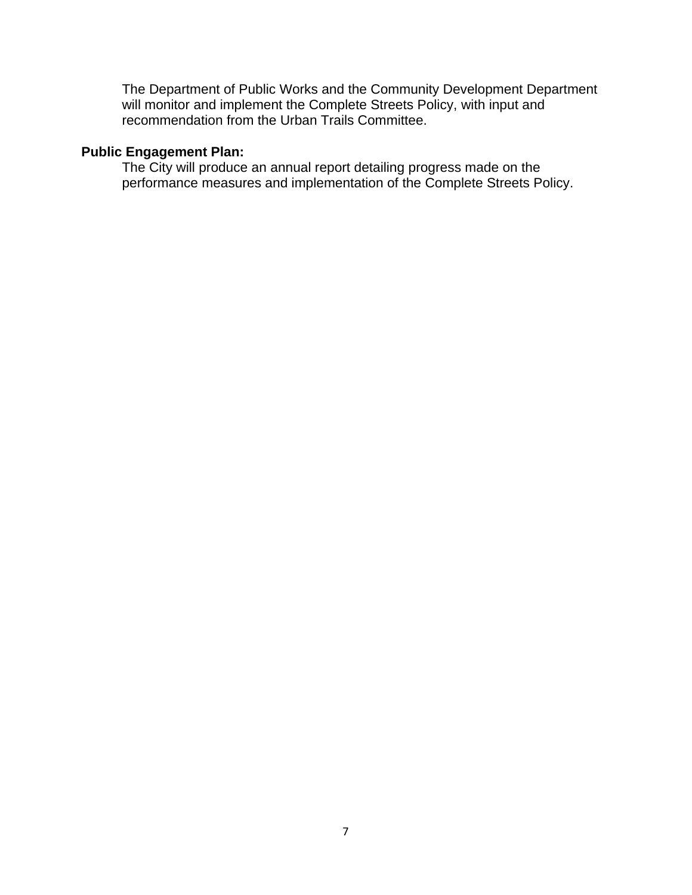The Department of Public Works and the Community Development Department will monitor and implement the Complete Streets Policy, with input and recommendation from the Urban Trails Committee.

**Public Engagement Plan:**

The City will produce an annual report detailing progress made on the performance measures and implementation of the Complete Streets Policy.